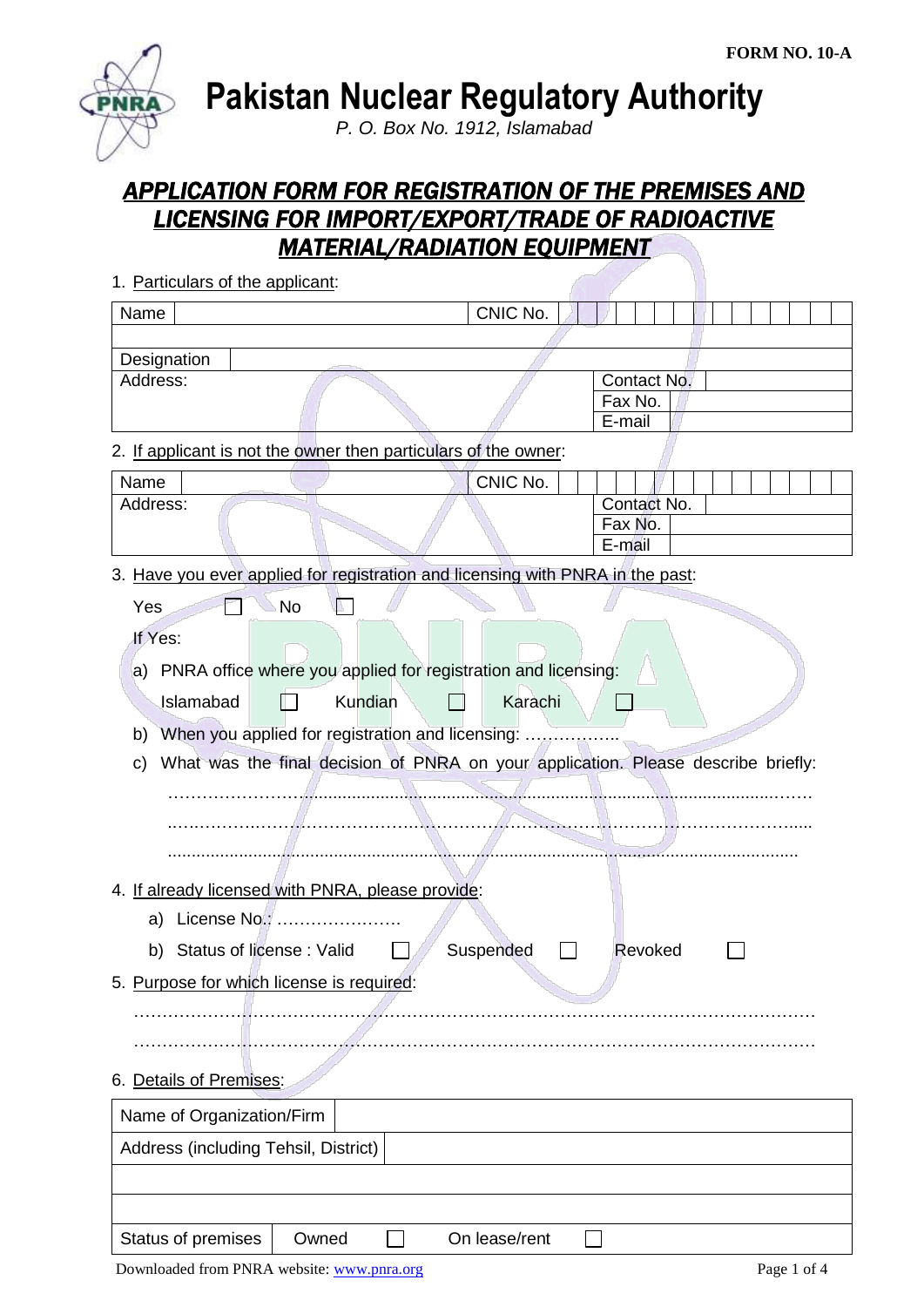FORM NO. 10-A

# Pakistan Nuclear Regulatory Authority

*P. O. Box No. 1912, Islamabad*

## APPLICATION FORM FOR REGISTRATION OF THE PREMISES AND LICENSING FOR IMPORT/EXPORT/TRADE OF RADIOACTIVE MATERIAL/RADIATION EQUIPMENT

1. Particulars of the applicant:

| Name | | CNIC No. | |
|---|---|---|---|
| | | | |
| Designation | | | |
| Address: | | Contact No. | |
| | | Fax No. | |
| | | E-mail | |

2. If applicant is not the owner then particulars of the owner:

| Name | | CNIC No. | |
|---|---|---|---|
| Address: | | Contact No. | |
| | | Fax No. | |
| | | E-mail | |

3. Have you ever applied for registration and licensing with PNRA in the past:

   Yes ☐ No ☐

   If Yes:

   a) PNRA office where you applied for registration and licensing:

      Islamabad ☐ Kundian ☐ Karachi ☐

   b) When you applied for registration and licensing: ……………..

   c) What was the final decision of PNRA on your application. Please describe briefly: ………………………………………………………………………………………………………
   ……………………………………………………………………………………………………….
   ……………………………………………………………………………………………………….

4. If already licensed with PNRA, please provide:

   a) License No.: ………………….

   b) Status of license : Valid ☐ Suspended ☐ Revoked ☐

5. Purpose for which license is required:

   ……………………………………………………………………………………………………
   ……………………………………………………………………………………………………

6. Details of Premises:

| Name of Organization/Firm | |
|---|---|
| Address (including Tehsil, District) | |
| | |
| | |
| Status of premises | Owned ☐ On lease/rent ☐ |

Downloaded from PNRA website: www.pnra.org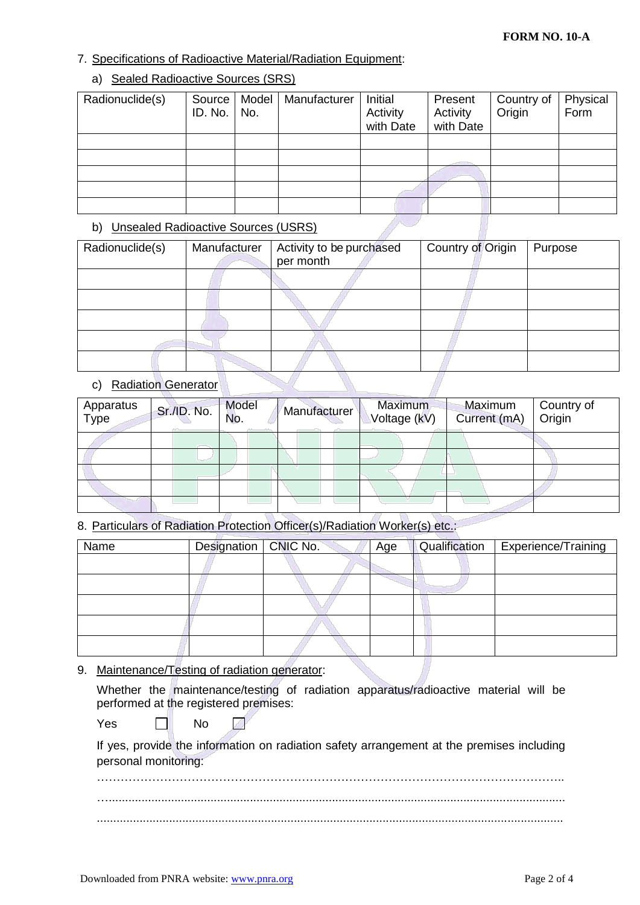7. Specifications of Radioactive Material/Radiation Equipment:

a) Sealed Radioactive Sources (SRS)

| Radionuclide(s) | Source ID. No. | Model No. | Manufacturer | Initial Activity with Date | Present Activity with Date | Country of Origin | Physical Form |
|---|---|---|---|---|---|---|---|
| | | | | | | | |
| | | | | | | | |
| | | | | | | | |
| | | | | | | | |
| | | | | | | | |

b) Unsealed Radioactive Sources (USRS)

| Radionuclide(s) | Manufacturer | Activity to be purchased per month | Country of Origin | Purpose |
|---|---|---|---|---|
| | | | | |
| | | | | |
| | | | | |
| | | | | |
| | | | | |

c) Radiation Generator

| Apparatus Type | Sr./ID. No. | Model No. | Manufacturer | Maximum Voltage (kV) | Maximum Current (mA) | Country of Origin |
|---|---|---|---|---|---|---|
| | | | | | | |
| | | | | | | |
| | | | | | | |
| | | | | | | |
| | | | | | | |

8. Particulars of Radiation Protection Officer(s)/Radiation Worker(s) etc.:

| Name | Designation | CNIC No. | Age | Qualification | Experience/Training |
|---|---|---|---|---|---|
| | | | | | |
| | | | | | |
| | | | | | |
| | | | | | |
| | | | | | |

9. Maintenance/Testing of radiation generator:

Whether the maintenance/testing of radiation apparatus/radioactive material will be performed at the registered premises:

Yes ☐ No ☐

If yes, provide the information on radiation safety arrangement at the premises including personal monitoring:

……………………………………………………………………………………………………..

…..........................................................................................................................................

...........................................................................................................................................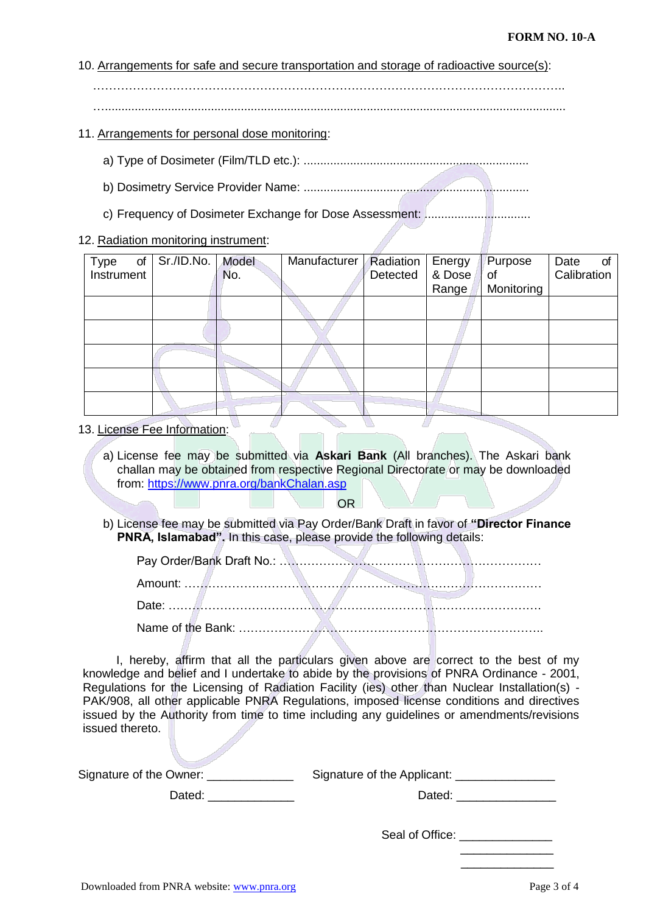**FORM NO. 10-A**

10. Arrangements for safe and secure transportation and storage of radioactive source(s):

……………………………………………………………………………………………………..

…...........................................................................................................................................

11. Arrangements for personal dose monitoring:

a) Type of Dosimeter (Film/TLD etc.): ...................................................................

b) Dosimetry Service Provider Name: ...................................................................

c) Frequency of Dosimeter Exchange for Dose Assessment: ................................

12. Radiation monitoring instrument:

| Type of Instrument | Sr./ID.No. | Model No. | Manufacturer | Radiation Detected | Energy & Dose Range | Purpose of Monitoring | Date of Calibration |
|---|---|---|---|---|---|---|---|
| | | | | | | | |
| | | | | | | | |
| | | | | | | | |
| | | | | | | | |
| | | | | | | | |

13. License Fee Information:

a) License fee may be submitted via **Askari Bank** (All branches). The Askari bank challan may be obtained from respective Regional Directorate or may be downloaded from: https://www.pnra.org/bankChalan.asp

OR

b) License fee may be submitted via Pay Order/Bank Draft in favor of **"Director Finance PNRA, Islamabad".** In this case, please provide the following details:

Pay Order/Bank Draft No.: ……………………………………………………………

Amount: …………………………………………………………………………………

Date: ……………………………………………………………………………………

Name of the Bank: ……………………………………………………………………..

I, hereby, affirm that all the particulars given above are correct to the best of my knowledge and belief and I undertake to abide by the provisions of PNRA Ordinance - 2001, Regulations for the Licensing of Radiation Facility (ies) other than Nuclear Installation(s) - PAK/908, all other applicable PNRA Regulations, imposed license conditions and directives issued by the Authority from time to time including any guidelines or amendments/revisions issued thereto.

Signature of the Owner: _____________ Signature of the Applicant: _______________

Dated: _____________ Dated: _______________

Seal of Office: ______________
______________
______________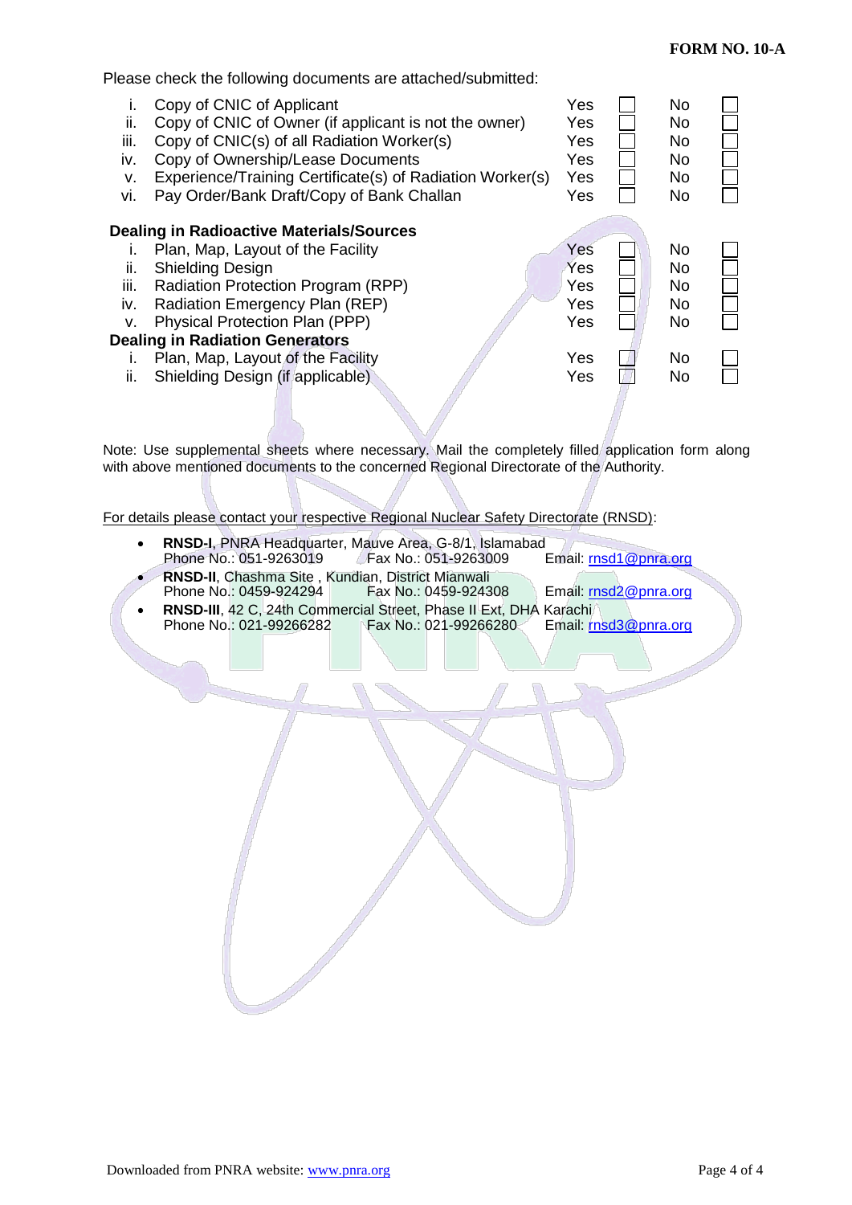**FORM NO. 10-A**

Please check the following documents are attached/submitted:

| | | | | | |
|---|---|---|---|---|---|
| i. | Copy of CNIC of Applicant | Yes | ☐ | No | ☐ |
| ii. | Copy of CNIC of Owner (if applicant is not the owner) | Yes | ☐ | No | ☐ |
| iii. | Copy of CNIC(s) of all Radiation Worker(s) | Yes | ☐ | No | ☐ |
| iv. | Copy of Ownership/Lease Documents | Yes | ☐ | No | ☐ |
| v. | Experience/Training Certificate(s) of Radiation Worker(s) | Yes | ☐ | No | ☐ |
| vi. | Pay Order/Bank Draft/Copy of Bank Challan | Yes | ☐ | No | ☐ |
| **Dealing in Radioactive Materials/Sources** | | | | | |
| i. | Plan, Map, Layout of the Facility | Yes | ☐ | No | ☐ |
| ii. | Shielding Design | Yes | ☐ | No | ☐ |
| iii. | Radiation Protection Program (RPP) | Yes | ☐ | No | ☐ |
| iv. | Radiation Emergency Plan (REP) | Yes | ☐ | No | ☐ |
| v. | Physical Protection Plan (PPP) | Yes | ☐ | No | ☐ |
| **Dealing in Radiation Generators** | | | | | |
| i. | Plan, Map, Layout of the Facility | Yes | ☐ | No | ☐ |
| ii. | Shielding Design (if applicable) | Yes | ☐ | No | ☐ |

Note: Use supplemental sheets where necessary. Mail the completely filled application form along with above mentioned documents to the concerned Regional Directorate of the Authority.

For details please contact your respective Regional Nuclear Safety Directorate (RNSD):

- **RNSD-I**, PNRA Headquarter, Mauve Area, G-8/1, Islamabad
  Phone No.: 051-9263019 Fax No.: 051-9263009 Email: rnsd1@pnra.org
- **RNSD-II**, Chashma Site , Kundian, District Mianwali
  Phone No.: 0459-924294 Fax No.: 0459-924308 Email: rnsd2@pnra.org
- **RNSD-III**, 42 C, 24th Commercial Street, Phase II Ext, DHA Karachi
  Phone No.: 021-99266282 Fax No.: 021-99266280 Email: rnsd3@pnra.org